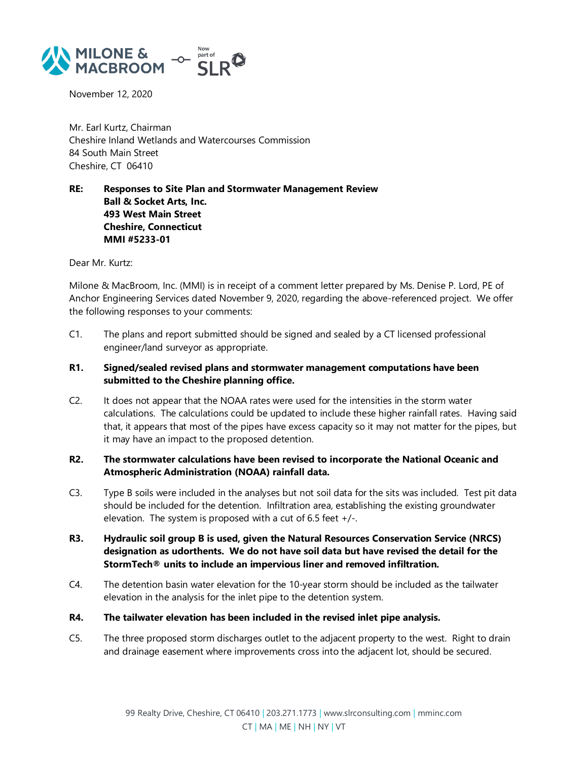November 12, 2020

Mr. Earl Kurtz, Chairman
Cheshire Inland Wetlands and Watercourses Commission
84 South Main Street
Cheshire, CT 06410

**RE: Responses to Site Plan and Stormwater Management Review
Ball & Socket Arts, Inc.
493 West Main Street
Cheshire, Connecticut
MMI #5233-01**

Dear Mr. Kurtz:

Milone & MacBroom, Inc. (MMI) is in receipt of a comment letter prepared by Ms. Denise P. Lord, PE of Anchor Engineering Services dated November 9, 2020, regarding the above-referenced project. We offer the following responses to your comments:

C1. The plans and report submitted should be signed and sealed by a CT licensed professional engineer/land surveyor as appropriate.

**R1. Signed/sealed revised plans and stormwater management computations have been submitted to the Cheshire planning office.**

C2. It does not appear that the NOAA rates were used for the intensities in the storm water calculations. The calculations could be updated to include these higher rainfall rates. Having said that, it appears that most of the pipes have excess capacity so it may not matter for the pipes, but it may have an impact to the proposed detention.

**R2. The stormwater calculations have been revised to incorporate the National Oceanic and Atmospheric Administration (NOAA) rainfall data.**

C3. Type B soils were included in the analyses but not soil data for the sits was included. Test pit data should be included for the detention. Infiltration area, establishing the existing groundwater elevation. The system is proposed with a cut of 6.5 feet +/-.

**R3. Hydraulic soil group B is used, given the Natural Resources Conservation Service (NRCS) designation as udorthents. We do not have soil data but have revised the detail for the StormTech® units to include an impervious liner and removed infiltration.**

C4. The detention basin water elevation for the 10-year storm should be included as the tailwater elevation in the analysis for the inlet pipe to the detention system.

**R4. The tailwater elevation has been included in the revised inlet pipe analysis.**

C5. The three proposed storm discharges outlet to the adjacent property to the west. Right to drain and drainage easement where improvements cross into the adjacent lot, should be secured.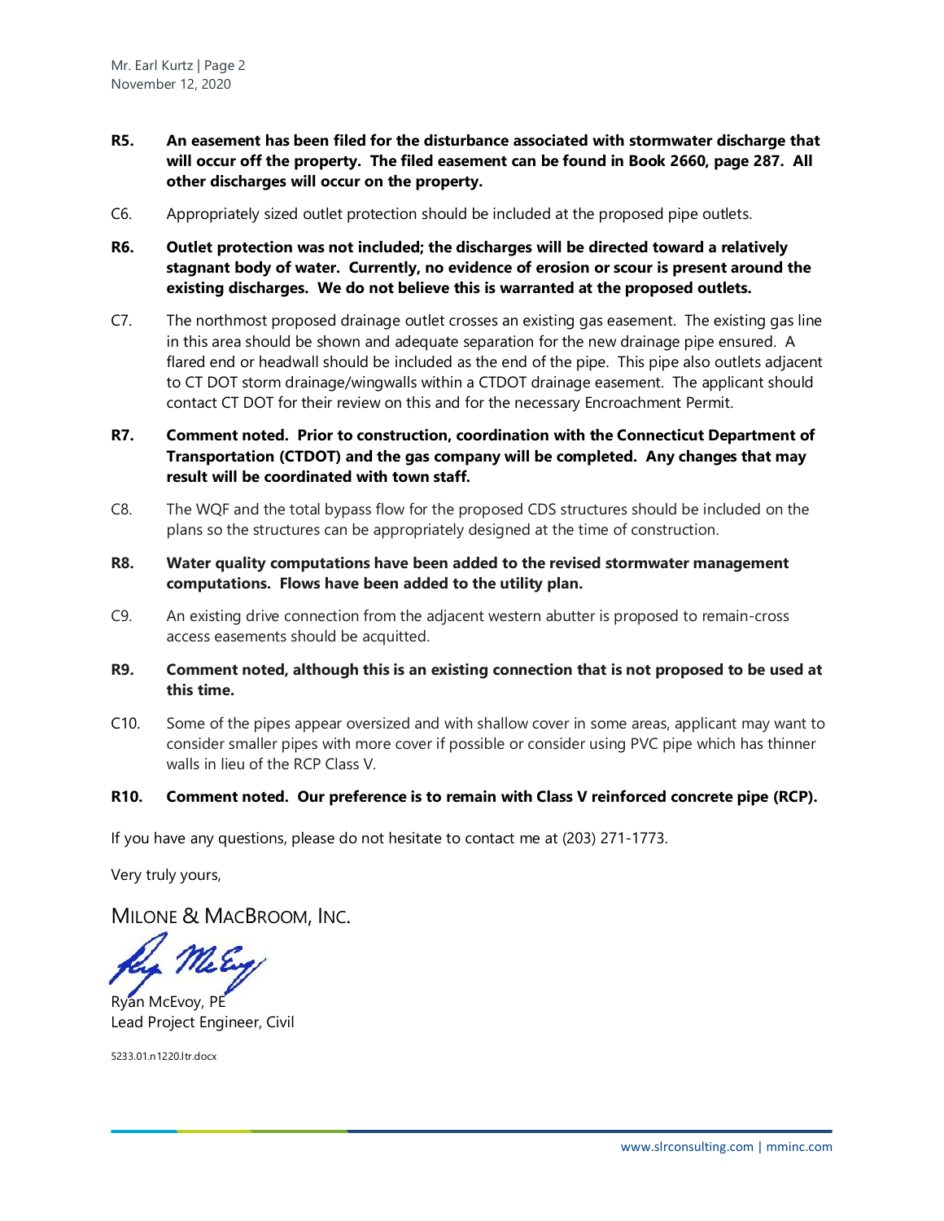**R5. An easement has been filed for the disturbance associated with stormwater discharge that will occur off the property. The filed easement can be found in Book 2660, page 287. All other discharges will occur on the property.**

C6. Appropriately sized outlet protection should be included at the proposed pipe outlets.

**R6. Outlet protection was not included; the discharges will be directed toward a relatively stagnant body of water. Currently, no evidence of erosion or scour is present around the existing discharges. We do not believe this is warranted at the proposed outlets.**

C7. The northmost proposed drainage outlet crosses an existing gas easement. The existing gas line in this area should be shown and adequate separation for the new drainage pipe ensured. A flared end or headwall should be included as the end of the pipe. This pipe also outlets adjacent to CT DOT storm drainage/wingwalls within a CTDOT drainage easement. The applicant should contact CT DOT for their review on this and for the necessary Encroachment Permit.

**R7. Comment noted. Prior to construction, coordination with the Connecticut Department of Transportation (CTDOT) and the gas company will be completed. Any changes that may result will be coordinated with town staff.**

C8. The WQF and the total bypass flow for the proposed CDS structures should be included on the plans so the structures can be appropriately designed at the time of construction.

**R8. Water quality computations have been added to the revised stormwater management computations. Flows have been added to the utility plan.**

C9. An existing drive connection from the adjacent western abutter is proposed to remain-cross access easements should be acquitted.

**R9. Comment noted, although this is an existing connection that is not proposed to be used at this time.**

C10. Some of the pipes appear oversized and with shallow cover in some areas, applicant may want to consider smaller pipes with more cover if possible or consider using PVC pipe which has thinner walls in lieu of the RCP Class V.

**R10. Comment noted. Our preference is to remain with Class V reinforced concrete pipe (RCP).**

If you have any questions, please do not hesitate to contact me at (203) 271-1773.

Very truly yours,

MILONE & MACBROOM, INC.

Ryan McEvoy, PE
Lead Project Engineer, Civil

5233.01.n1220.ltr.docx